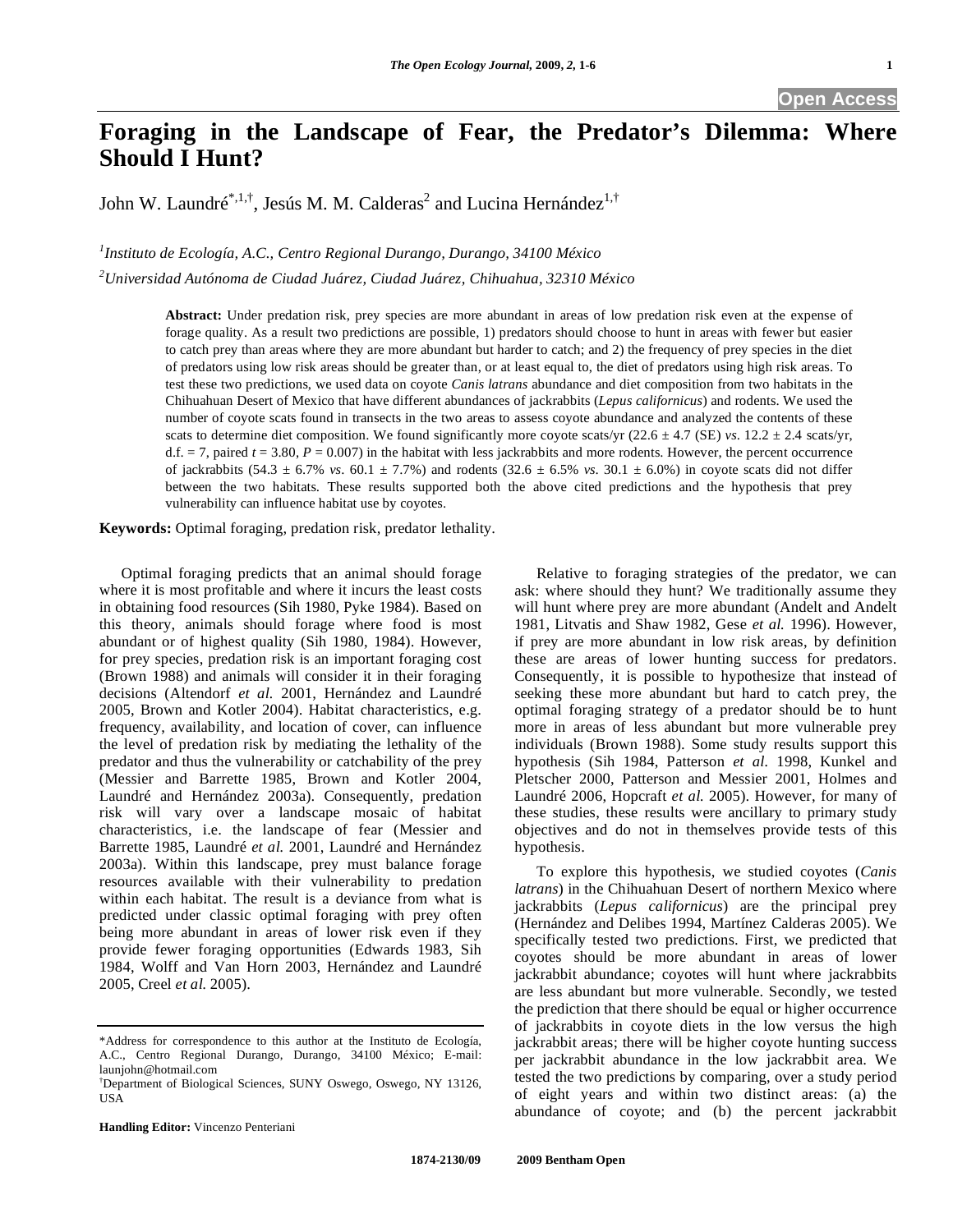# Foraging in the Landscape of Fear, the Predator's Dilemma: Where Should I Hunt?

John W. Laundré[*,1,†], Jesús M. M. Calderas[2] and Lucina Hernández[1,†]

[1]*Instituto de Ecología, A.C., Centro Regional Durango, Durango, 34100 México*

[2]*Universidad Autónoma de Ciudad Juárez, Ciudad Juárez, Chihuahua, 32310 México*

**Abstract:** Under predation risk, prey species are more abundant in areas of low predation risk even at the expense of forage quality. As a result two predictions are possible, 1) predators should choose to hunt in areas with fewer but easier to catch prey than areas where they are more abundant but harder to catch; and 2) the frequency of prey species in the diet of predators using low risk areas should be greater than, or at least equal to, the diet of predators using high risk areas. To test these two predictions, we used data on coyote *Canis latrans* abundance and diet composition from two habitats in the Chihuahuan Desert of Mexico that have different abundances of jackrabbits (*Lepus californicus*) and rodents. We used the number of coyote scats found in transects in the two areas to assess coyote abundance and analyzed the contents of these scats to determine diet composition. We found significantly more coyote scats/yr (22.6 ± 4.7 (SE) *vs*. 12.2 ± 2.4 scats/yr, d.f. = 7, paired *t* = 3.80, *P* = 0.007) in the habitat with less jackrabbits and more rodents. However, the percent occurrence of jackrabbits (54.3 ± 6.7% *vs*. 60.1 ± 7.7%) and rodents (32.6 ± 6.5% *vs*. 30.1 ± 6.0%) in coyote scats did not differ between the two habitats. These results supported both the above cited predictions and the hypothesis that prey vulnerability can influence habitat use by coyotes.

**Keywords:** Optimal foraging, predation risk, predator lethality.

Optimal foraging predicts that an animal should forage where it is most profitable and where it incurs the least costs in obtaining food resources (Sih 1980, Pyke 1984). Based on this theory, animals should forage where food is most abundant or of highest quality (Sih 1980, 1984). However, for prey species, predation risk is an important foraging cost (Brown 1988) and animals will consider it in their foraging decisions (Altendorf *et al.* 2001, Hernández and Laundré 2005, Brown and Kotler 2004). Habitat characteristics, e.g. frequency, availability, and location of cover, can influence the level of predation risk by mediating the lethality of the predator and thus the vulnerability or catchability of the prey (Messier and Barrette 1985, Brown and Kotler 2004, Laundré and Hernández 2003a). Consequently, predation risk will vary over a landscape mosaic of habitat characteristics, i.e. the landscape of fear (Messier and Barrette 1985, Laundré *et al.* 2001, Laundré and Hernández 2003a). Within this landscape, prey must balance forage resources available with their vulnerability to predation within each habitat. The result is a deviance from what is predicted under classic optimal foraging with prey often being more abundant in areas of lower risk even if they provide fewer foraging opportunities (Edwards 1983, Sih 1984, Wolff and Van Horn 2003, Hernández and Laundré 2005, Creel *et al.* 2005).

Relative to foraging strategies of the predator, we can ask: where should they hunt? We traditionally assume they will hunt where prey are more abundant (Andelt and Andelt 1981, Litvatis and Shaw 1982, Gese *et al.* 1996). However, if prey are more abundant in low risk areas, by definition these are areas of lower hunting success for predators. Consequently, it is possible to hypothesize that instead of seeking these more abundant but hard to catch prey, the optimal foraging strategy of a predator should be to hunt more in areas of less abundant but more vulnerable prey individuals (Brown 1988). Some study results support this hypothesis (Sih 1984, Patterson *et al.* 1998, Kunkel and Pletscher 2000, Patterson and Messier 2001, Holmes and Laundré 2006, Hopcraft *et al.* 2005). However, for many of these studies, these results were ancillary to primary study objectives and do not in themselves provide tests of this hypothesis.

To explore this hypothesis, we studied coyotes (*Canis latrans*) in the Chihuahuan Desert of northern Mexico where jackrabbits (*Lepus californicus*) are the principal prey (Hernández and Delibes 1994, Martínez Calderas 2005). We specifically tested two predictions. First, we predicted that coyotes should be more abundant in areas of lower jackrabbit abundance; coyotes will hunt where jackrabbits are less abundant but more vulnerable. Secondly, we tested the prediction that there should be equal or higher occurrence of jackrabbits in coyote diets in the low versus the high jackrabbit areas; there will be higher coyote hunting success per jackrabbit abundance in the low jackrabbit area. We tested the two predictions by comparing, over a study period of eight years and within two distinct areas: (a) the abundance of coyote; and (b) the percent jackrabbit

---

*Address for correspondence to this author at the Instituto de Ecología, A.C., Centro Regional Durango, Durango, 34100 México; E-mail: launjohn@hotmail.com

†Department of Biological Sciences, SUNY Oswego, Oswego, NY 13126, USA

**Handling Editor:** Vincenzo Penteriani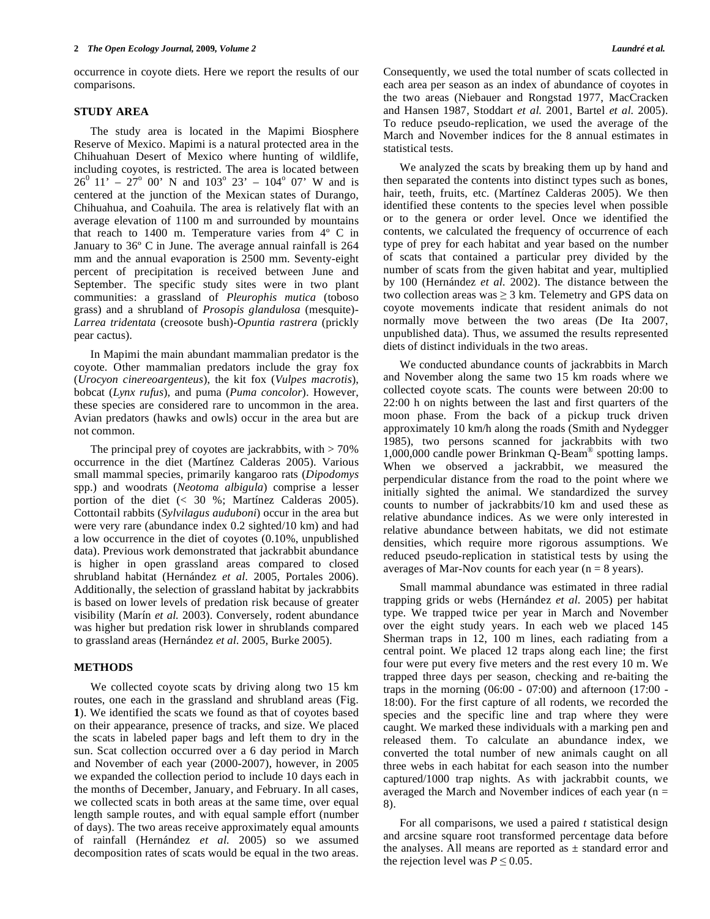occurrence in coyote diets. Here we report the results of our comparisons.

## STUDY AREA

The study area is located in the Mapimi Biosphere Reserve of Mexico. Mapimi is a natural protected area in the Chihuahuan Desert of Mexico where hunting of wildlife, including coyotes, is restricted. The area is located between $26^0$ 11' – $27^o$ 00' N and $103^o$ 23' – $104^o$ 07' W and is centered at the junction of the Mexican states of Durango, Chihuahua, and Coahuila. The area is relatively flat with an average elevation of 1100 m and surrounded by mountains that reach to 1400 m. Temperature varies from 4º C in January to 36º C in June. The average annual rainfall is 264 mm and the annual evaporation is 2500 mm. Seventy-eight percent of precipitation is received between June and September. The specific study sites were in two plant communities: a grassland of *Pleurophis mutica* (toboso grass) and a shrubland of *Prosopis glandulosa* (mesquite)-*Larrea tridentata* (creosote bush)-*Opuntia rastrera* (prickly pear cactus).

In Mapimi the main abundant mammalian predator is the coyote. Other mammalian predators include the gray fox (*Urocyon cinereoargenteus*), the kit fox (*Vulpes macrotis*), bobcat (*Lynx rufus*), and puma (*Puma concolor*). However, these species are considered rare to uncommon in the area. Avian predators (hawks and owls) occur in the area but are not common.

The principal prey of coyotes are jackrabbits, with > 70% occurrence in the diet (Martínez Calderas 2005). Various small mammal species, primarily kangaroo rats (*Dipodomys* spp.) and woodrats (*Neotoma albigula*) comprise a lesser portion of the diet (< 30 %; Martínez Calderas 2005). Cottontail rabbits (*Sylvilagus auduboni*) occur in the area but were very rare (abundance index 0.2 sighted/10 km) and had a low occurrence in the diet of coyotes (0.10%, unpublished data). Previous work demonstrated that jackrabbit abundance is higher in open grassland areas compared to closed shrubland habitat (Hernández *et al.* 2005, Portales 2006). Additionally, the selection of grassland habitat by jackrabbits is based on lower levels of predation risk because of greater visibility (Marín *et al.* 2003). Conversely, rodent abundance was higher but predation risk lower in shrublands compared to grassland areas (Hernández *et al.* 2005, Burke 2005).

## METHODS

We collected coyote scats by driving along two 15 km routes, one each in the grassland and shrubland areas (Fig. **1**). We identified the scats we found as that of coyotes based on their appearance, presence of tracks, and size. We placed the scats in labeled paper bags and left them to dry in the sun. Scat collection occurred over a 6 day period in March and November of each year (2000-2007), however, in 2005 we expanded the collection period to include 10 days each in the months of December, January, and February. In all cases, we collected scats in both areas at the same time, over equal length sample routes, and with equal sample effort (number of days). The two areas receive approximately equal amounts of rainfall (Hernández *et al.* 2005) so we assumed decomposition rates of scats would be equal in the two areas. Consequently, we used the total number of scats collected in each area per season as an index of abundance of coyotes in the two areas (Niebauer and Rongstad 1977, MacCracken and Hansen 1987, Stoddart *et al.* 2001, Bartel *et al.* 2005). To reduce pseudo-replication, we used the average of the March and November indices for the 8 annual estimates in statistical tests.

We analyzed the scats by breaking them up by hand and then separated the contents into distinct types such as bones, hair, teeth, fruits, etc. (Martínez Calderas 2005). We then identified these contents to the species level when possible or to the genera or order level. Once we identified the contents, we calculated the frequency of occurrence of each type of prey for each habitat and year based on the number of scats that contained a particular prey divided by the number of scats from the given habitat and year, multiplied by 100 (Hernández *et al.* 2002). The distance between the two collection areas was ≥ 3 km. Telemetry and GPS data on coyote movements indicate that resident animals do not normally move between the two areas (De Ita 2007, unpublished data). Thus, we assumed the results represented diets of distinct individuals in the two areas.

We conducted abundance counts of jackrabbits in March and November along the same two 15 km roads where we collected coyote scats. The counts were between 20:00 to 22:00 h on nights between the last and first quarters of the moon phase. From the back of a pickup truck driven approximately 10 km/h along the roads (Smith and Nydegger 1985), two persons scanned for jackrabbits with two 1,000,000 candle power Brinkman Q-Beam® spotting lamps. When we observed a jackrabbit, we measured the perpendicular distance from the road to the point where we initially sighted the animal. We standardized the survey counts to number of jackrabbits/10 km and used these as relative abundance indices. As we were only interested in relative abundance between habitats, we did not estimate densities, which require more rigorous assumptions. We reduced pseudo-replication in statistical tests by using the averages of Mar-Nov counts for each year (n = 8 years).

Small mammal abundance was estimated in three radial trapping grids or webs (Hernández *et al.* 2005) per habitat type. We trapped twice per year in March and November over the eight study years. In each web we placed 145 Sherman traps in 12, 100 m lines, each radiating from a central point. We placed 12 traps along each line; the first four were put every five meters and the rest every 10 m. We trapped three days per season, checking and re-baiting the traps in the morning (06:00 - 07:00) and afternoon (17:00 - 18:00). For the first capture of all rodents, we recorded the species and the specific line and trap where they were caught. We marked these individuals with a marking pen and released them. To calculate an abundance index, we converted the total number of new animals caught on all three webs in each habitat for each season into the number captured/1000 trap nights. As with jackrabbit counts, we averaged the March and November indices of each year (n = 8).

For all comparisons, we used a paired *t* statistical design and arcsine square root transformed percentage data before the analyses. All means are reported as ± standard error and the rejection level was $P \leq 0.05$.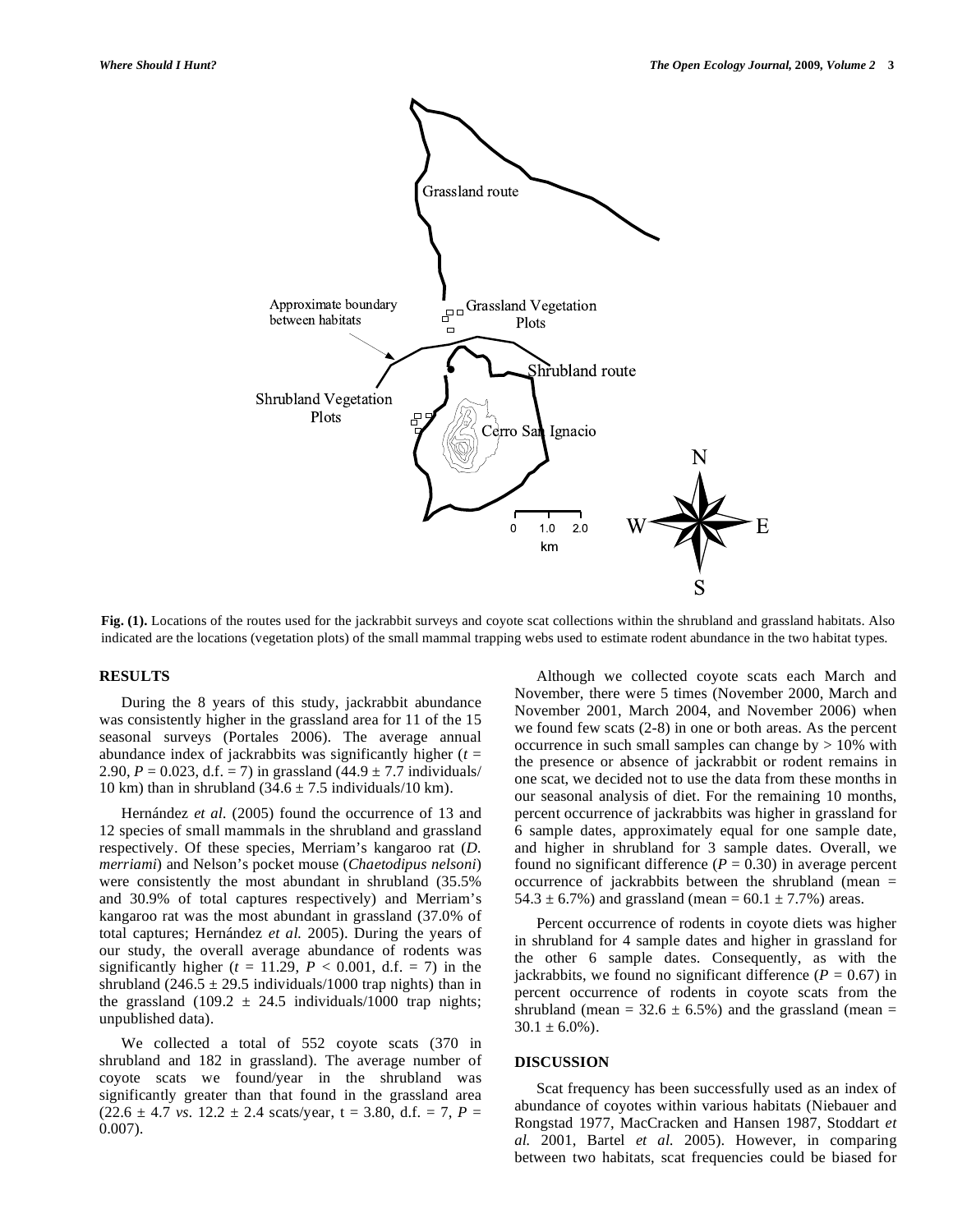Fig. (1). Locations of the routes used for the jackrabbit surveys and coyote scat collections within the shrubland and grassland habitats. Also indicated are the locations (vegetation plots) of the small mammal trapping webs used to estimate rodent abundance in the two habitat types.

## RESULTS

During the 8 years of this study, jackrabbit abundance was consistently higher in the grassland area for 11 of the 15 seasonal surveys (Portales 2006). The average annual abundance index of jackrabbits was significantly higher ($t$ = 2.90, $P$ = 0.023, d.f. = 7) in grassland (44.9 ± 7.7 individuals/10 km) than in shrubland (34.6 ± 7.5 individuals/10 km).

Hernández *et al.* (2005) found the occurrence of 13 and 12 species of small mammals in the shrubland and grassland respectively. Of these species, Merriam's kangaroo rat (*D. merriami*) and Nelson's pocket mouse (*Chaetodipus nelsoni*) were consistently the most abundant in shrubland (35.5% and 30.9% of total captures respectively) and Merriam's kangaroo rat was the most abundant in grassland (37.0% of total captures; Hernández *et al.* 2005). During the years of our study, the overall average abundance of rodents was significantly higher ($t$ = 11.29, $P$ < 0.001, d.f. = 7) in the shrubland (246.5 ± 29.5 individuals/1000 trap nights) than in the grassland (109.2 ± 24.5 individuals/1000 trap nights; unpublished data).

We collected a total of 552 coyote scats (370 in shrubland and 182 in grassland). The average number of coyote scats we found/year in the shrubland was significantly greater than that found in the grassland area (22.6 ± 4.7 *vs.* 12.2 ± 2.4 scats/year, t = 3.80, d.f. = 7, $P$ = 0.007).

Although we collected coyote scats each March and November, there were 5 times (November 2000, March and November 2001, March 2004, and November 2006) when we found few scats (2-8) in one or both areas. As the percent occurrence in such small samples can change by > 10% with the presence or absence of jackrabbit or rodent remains in one scat, we decided not to use the data from these months in our seasonal analysis of diet. For the remaining 10 months, percent occurrence of jackrabbits was higher in grassland for 6 sample dates, approximately equal for one sample date, and higher in shrubland for 3 sample dates. Overall, we found no significant difference ($P$ = 0.30) in average percent occurrence of jackrabbits between the shrubland (mean = 54.3 ± 6.7%) and grassland (mean = 60.1 ± 7.7%) areas.

Percent occurrence of rodents in coyote diets was higher in shrubland for 4 sample dates and higher in grassland for the other 6 sample dates. Consequently, as with the jackrabbits, we found no significant difference ($P$ = 0.67) in percent occurrence of rodents in coyote scats from the shrubland (mean = 32.6 ± 6.5%) and the grassland (mean = 30.1 ± 6.0%).

## DISCUSSION

Scat frequency has been successfully used as an index of abundance of coyotes within various habitats (Niebauer and Rongstad 1977, MacCracken and Hansen 1987, Stoddart *et al.* 2001, Bartel *et al.* 2005). However, in comparing between two habitats, scat frequencies could be biased for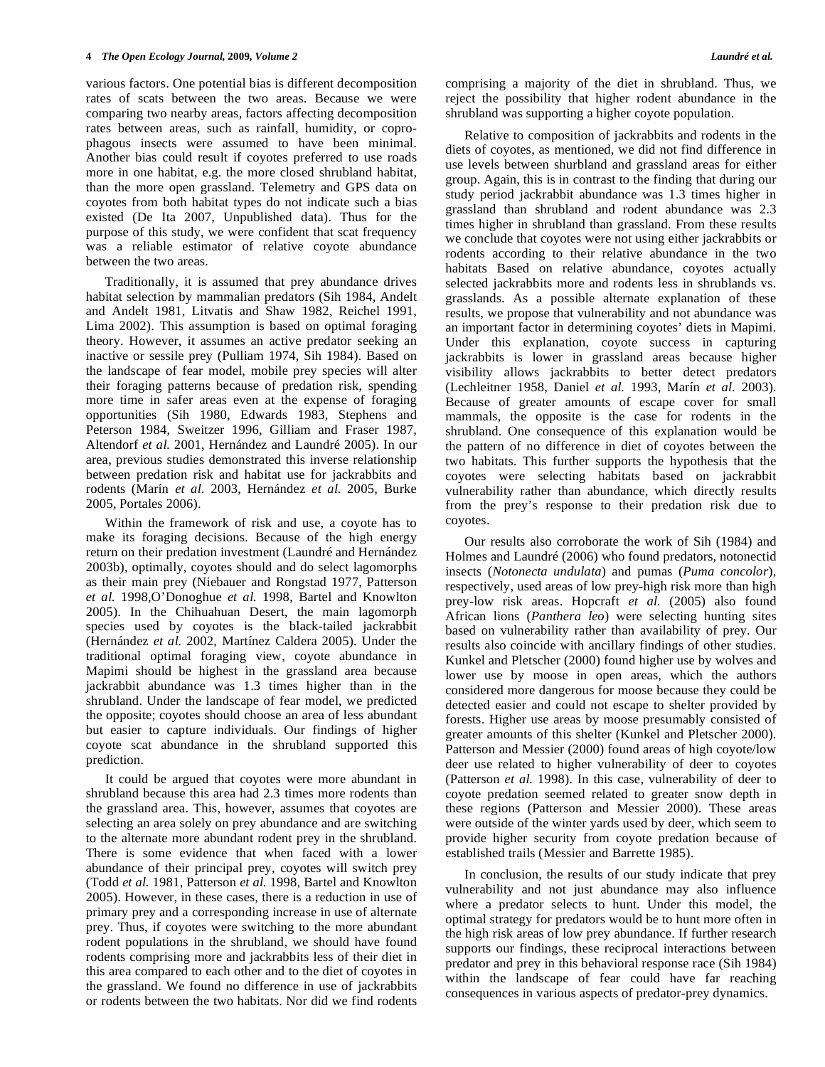various factors. One potential bias is different decomposition rates of scats between the two areas. Because we were comparing two nearby areas, factors affecting decomposition rates between areas, such as rainfall, humidity, or coprophagous insects were assumed to have been minimal. Another bias could result if coyotes preferred to use roads more in one habitat, e.g. the more closed shrubland habitat, than the more open grassland. Telemetry and GPS data on coyotes from both habitat types do not indicate such a bias existed (De Ita 2007, Unpublished data). Thus for the purpose of this study, we were confident that scat frequency was a reliable estimator of relative coyote abundance between the two areas.

Traditionally, it is assumed that prey abundance drives habitat selection by mammalian predators (Sih 1984, Andelt and Andelt 1981, Litvatis and Shaw 1982, Reichel 1991, Lima 2002). This assumption is based on optimal foraging theory. However, it assumes an active predator seeking an inactive or sessile prey (Pulliam 1974, Sih 1984). Based on the landscape of fear model, mobile prey species will alter their foraging patterns because of predation risk, spending more time in safer areas even at the expense of foraging opportunities (Sih 1980, Edwards 1983, Stephens and Peterson 1984, Sweitzer 1996, Gilliam and Fraser 1987, Altendorf *et al.* 2001, Hernández and Laundré 2005). In our area, previous studies demonstrated this inverse relationship between predation risk and habitat use for jackrabbits and rodents (Marín *et al.* 2003, Hernández *et al.* 2005, Burke 2005, Portales 2006).

Within the framework of risk and use, a coyote has to make its foraging decisions. Because of the high energy return on their predation investment (Laundré and Hernández 2003b), optimally, coyotes should and do select lagomorphs as their main prey (Niebauer and Rongstad 1977, Patterson *et al.* 1998,O'Donoghue *et al.* 1998, Bartel and Knowlton 2005). In the Chihuahuan Desert, the main lagomorph species used by coyotes is the black-tailed jackrabbit (Hernández *et al.* 2002, Martínez Caldera 2005). Under the traditional optimal foraging view, coyote abundance in Mapimi should be highest in the grassland area because jackrabbit abundance was 1.3 times higher than in the shrubland. Under the landscape of fear model, we predicted the opposite; coyotes should choose an area of less abundant but easier to capture individuals. Our findings of higher coyote scat abundance in the shrubland supported this prediction.

It could be argued that coyotes were more abundant in shrubland because this area had 2.3 times more rodents than the grassland area. This, however, assumes that coyotes are selecting an area solely on prey abundance and are switching to the alternate more abundant rodent prey in the shrubland. There is some evidence that when faced with a lower abundance of their principal prey, coyotes will switch prey (Todd *et al.* 1981, Patterson *et al.* 1998, Bartel and Knowlton 2005). However, in these cases, there is a reduction in use of primary prey and a corresponding increase in use of alternate prey. Thus, if coyotes were switching to the more abundant rodent populations in the shrubland, we should have found rodents comprising more and jackrabbits less of their diet in this area compared to each other and to the diet of coyotes in the grassland. We found no difference in use of jackrabbits or rodents between the two habitats. Nor did we find rodents comprising a majority of the diet in shrubland. Thus, we reject the possibility that higher rodent abundance in the shrubland was supporting a higher coyote population.

Relative to composition of jackrabbits and rodents in the diets of coyotes, as mentioned, we did not find difference in use levels between shurbland and grassland areas for either group. Again, this is in contrast to the finding that during our study period jackrabbit abundance was 1.3 times higher in grassland than shrubland and rodent abundance was 2.3 times higher in shrubland than grassland. From these results we conclude that coyotes were not using either jackrabbits or rodents according to their relative abundance in the two habitats Based on relative abundance, coyotes actually selected jackrabbits more and rodents less in shrublands vs. grasslands. As a possible alternate explanation of these results, we propose that vulnerability and not abundance was an important factor in determining coyotes' diets in Mapimi. Under this explanation, coyote success in capturing jackrabbits is lower in grassland areas because higher visibility allows jackrabbits to better detect predators (Lechleitner 1958, Daniel *et al.* 1993, Marín *et al.* 2003). Because of greater amounts of escape cover for small mammals, the opposite is the case for rodents in the shrubland. One consequence of this explanation would be the pattern of no difference in diet of coyotes between the two habitats. This further supports the hypothesis that the coyotes were selecting habitats based on jackrabbit vulnerability rather than abundance, which directly results from the prey's response to their predation risk due to coyotes.

Our results also corroborate the work of Sih (1984) and Holmes and Laundré (2006) who found predators, notonectid insects (*Notonecta undulata*) and pumas (*Puma concolor*), respectively, used areas of low prey-high risk more than high prey-low risk areas. Hopcraft *et al.* (2005) also found African lions (*Panthera leo*) were selecting hunting sites based on vulnerability rather than availability of prey. Our results also coincide with ancillary findings of other studies. Kunkel and Pletscher (2000) found higher use by wolves and lower use by moose in open areas, which the authors considered more dangerous for moose because they could be detected easier and could not escape to shelter provided by forests. Higher use areas by moose presumably consisted of greater amounts of this shelter (Kunkel and Pletscher 2000). Patterson and Messier (2000) found areas of high coyote/low deer use related to higher vulnerability of deer to coyotes (Patterson *et al.* 1998). In this case, vulnerability of deer to coyote predation seemed related to greater snow depth in these regions (Patterson and Messier 2000). These areas were outside of the winter yards used by deer, which seem to provide higher security from coyote predation because of established trails (Messier and Barrette 1985).

In conclusion, the results of our study indicate that prey vulnerability and not just abundance may also influence where a predator selects to hunt. Under this model, the optimal strategy for predators would be to hunt more often in the high risk areas of low prey abundance. If further research supports our findings, these reciprocal interactions between predator and prey in this behavioral response race (Sih 1984) within the landscape of fear could have far reaching consequences in various aspects of predator-prey dynamics.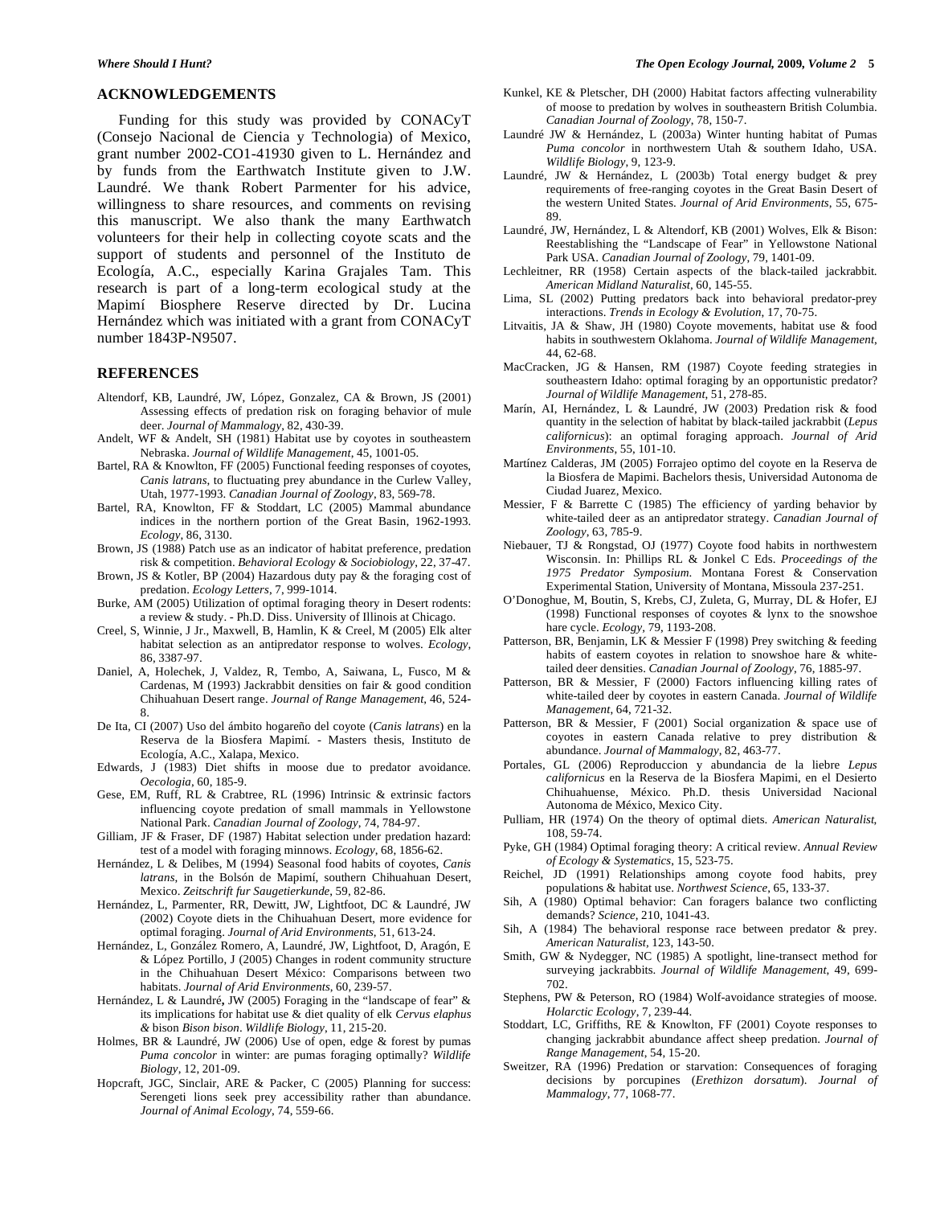## ACKNOWLEDGEMENTS

Funding for this study was provided by CONACyT (Consejo Nacional de Ciencia y Technologia) of Mexico, grant number 2002-CO1-41930 given to L. Hernández and by funds from the Earthwatch Institute given to J.W. Laundré. We thank Robert Parmenter for his advice, willingness to share resources, and comments on revising this manuscript. We also thank the many Earthwatch volunteers for their help in collecting coyote scats and the support of students and personnel of the Instituto de Ecología, A.C., especially Karina Grajales Tam. This research is part of a long-term ecological study at the Mapimí Biosphere Reserve directed by Dr. Lucina Hernández which was initiated with a grant from CONACyT number 1843P-N9507.

## REFERENCES

Altendorf, KB, Laundré, JW, López, Gonzalez, CA & Brown, JS (2001) Assessing effects of predation risk on foraging behavior of mule deer. *Journal of Mammalogy*, 82, 430-39.

Andelt, WF & Andelt, SH (1981) Habitat use by coyotes in southeastern Nebraska. *Journal of Wildlife Management*, 45, 1001-05.

Bartel, RA & Knowlton, FF (2005) Functional feeding responses of coyotes, *Canis latrans*, to fluctuating prey abundance in the Curlew Valley, Utah, 1977-1993. *Canadian Journal of Zoology*, 83, 569-78.

Bartel, RA, Knowlton, FF & Stoddart, LC (2005) Mammal abundance indices in the northern portion of the Great Basin, 1962-1993. *Ecology*, 86, 3130.

Brown, JS (1988) Patch use as an indicator of habitat preference, predation risk & competition. *Behavioral Ecology & Sociobiology*, 22, 37-47.

Brown, JS & Kotler, BP (2004) Hazardous duty pay & the foraging cost of predation. *Ecology Letters*, 7, 999-1014.

Burke, AM (2005) Utilization of optimal foraging theory in Desert rodents: a review & study. - Ph.D. Diss. University of Illinois at Chicago.

Creel, S, Winnie, J Jr., Maxwell, B, Hamlin, K & Creel, M (2005) Elk alter habitat selection as an antipredator response to wolves. *Ecology*, 86, 3387-97.

Daniel, A, Holechek, J, Valdez, R, Tembo, A, Saiwana, L, Fusco, M & Cardenas, M (1993) Jackrabbit densities on fair & good condition Chihuahuan Desert range. *Journal of Range Management*, 46, 524-8.

De Ita, CI (2007) Uso del ámbito hogareño del coyote (*Canis latrans*) en la Reserva de la Biosfera Mapimí. - Masters thesis, Instituto de Ecología, A.C., Xalapa, Mexico.

Edwards, J (1983) Diet shifts in moose due to predator avoidance. *Oecologia*, 60, 185-9.

Gese, EM, Ruff, RL & Crabtree, RL (1996) Intrinsic & extrinsic factors influencing coyote predation of small mammals in Yellowstone National Park. *Canadian Journal of Zoology*, 74, 784-97.

Gilliam, JF & Fraser, DF (1987) Habitat selection under predation hazard: test of a model with foraging minnows. *Ecology*, 68, 1856-62.

Hernández, L & Delibes, M (1994) Seasonal food habits of coyotes, *Canis latrans*, in the Bolsón de Mapimí, southern Chihuahuan Desert, Mexico. *Zeitschrift fur Saugetierkunde*, 59, 82-86.

Hernández, L, Parmenter, RR, Dewitt, JW, Lightfoot, DC & Laundré, JW (2002) Coyote diets in the Chihuahuan Desert, more evidence for optimal foraging. *Journal of Arid Environments*, 51, 613-24.

Hernández, L, González Romero, A, Laundré, JW, Lightfoot, D, Aragón, E & López Portillo, J (2005) Changes in rodent community structure in the Chihuahuan Desert México: Comparisons between two habitats. *Journal of Arid Environments*, 60, 239-57.

Hernández, L & Laundré, JW (2005) Foraging in the "landscape of fear" & its implications for habitat use & diet quality of elk *Cervus elaphus* & bison *Bison bison*. *Wildlife Biology*, 11, 215-20.

Holmes, BR & Laundré, JW (2006) Use of open, edge & forest by pumas *Puma concolor* in winter: are pumas foraging optimally? *Wildlife Biology*, 12, 201-09.

Hopcraft, JGC, Sinclair, ARE & Packer, C (2005) Planning for success: Serengeti lions seek prey accessibility rather than abundance. *Journal of Animal Ecology*, 74, 559-66.

Kunkel, KE & Pletscher, DH (2000) Habitat factors affecting vulnerability of moose to predation by wolves in southeastern British Columbia. *Canadian Journal of Zoology*, 78, 150-7.

Laundré JW & Hernández, L (2003a) Winter hunting habitat of Pumas *Puma concolor* in northwestern Utah & southern Idaho, USA. *Wildlife Biology*, 9, 123-9.

Laundré, JW & Hernández, L (2003b) Total energy budget & prey requirements of free-ranging coyotes in the Great Basin Desert of the western United States. *Journal of Arid Environments*, 55, 675-89.

Laundré, JW, Hernández, L & Altendorf, KB (2001) Wolves, Elk & Bison: Reestablishing the "Landscape of Fear" in Yellowstone National Park USA. *Canadian Journal of Zoology*, 79, 1401-09.

Lechleitner, RR (1958) Certain aspects of the black-tailed jackrabbit. *American Midland Naturalist*, 60, 145-55.

Lima, SL (2002) Putting predators back into behavioral predator-prey interactions. *Trends in Ecology & Evolution*, 17, 70-75.

Litvaitis, JA & Shaw, JH (1980) Coyote movements, habitat use & food habits in southwestern Oklahoma. *Journal of Wildlife Management*, 44, 62-68.

MacCracken, JG & Hansen, RM (1987) Coyote feeding strategies in southeastern Idaho: optimal foraging by an opportunistic predator? *Journal of Wildlife Management*, 51, 278-85.

Marín, AI, Hernández, L & Laundré, JW (2003) Predation risk & food quantity in the selection of habitat by black-tailed jackrabbit (*Lepus californicus*): an optimal foraging approach. *Journal of Arid Environments*, 55, 101-10.

Martínez Calderas, JM (2005) Forrajeo optimo del coyote en la Reserva de la Biosfera de Mapimi. Bachelors thesis, Universidad Autonoma de Ciudad Juarez, Mexico.

Messier, F & Barrette C (1985) The efficiency of yarding behavior by white-tailed deer as an antipredator strategy. *Canadian Journal of Zoology*, 63, 785-9.

Niebauer, TJ & Rongstad, OJ (1977) Coyote food habits in northwestern Wisconsin. In: Phillips RL & Jonkel C Eds. *Proceedings of the 1975 Predator Symposium*. Montana Forest & Conservation Experimental Station, University of Montana, Missoula 237-251.

O'Donoghue, M, Boutin, S, Krebs, CJ, Zuleta, G, Murray, DL & Hofer, EJ (1998) Functional responses of coyotes & lynx to the snowshoe hare cycle. *Ecology*, 79, 1193-208.

Patterson, BR, Benjamin, LK & Messier F (1998) Prey switching & feeding habits of eastern coyotes in relation to snowshoe hare & white-tailed deer densities. *Canadian Journal of Zoology*, 76, 1885-97.

Patterson, BR & Messier, F (2000) Factors influencing killing rates of white-tailed deer by coyotes in eastern Canada. *Journal of Wildlife Management*, 64, 721-32.

Patterson, BR & Messier, F (2001) Social organization & space use of coyotes in eastern Canada relative to prey distribution & abundance. *Journal of Mammalogy*, 82, 463-77.

Portales, GL (2006) Reproduccion y abundancia de la liebre *Lepus californicus* en la Reserva de la Biosfera Mapimi, en el Desierto Chihuahuense, México. Ph.D. thesis Universidad Nacional Autonoma de México, Mexico City.

Pulliam, HR (1974) On the theory of optimal diets. *American Naturalist*, 108, 59-74.

Pyke, GH (1984) Optimal foraging theory: A critical review. *Annual Review of Ecology & Systematics*, 15, 523-75.

Reichel, JD (1991) Relationships among coyote food habits, prey populations & habitat use. *Northwest Science*, 65, 133-37.

Sih, A (1980) Optimal behavior: Can foragers balance two conflicting demands? *Science*, 210, 1041-43.

Sih, A (1984) The behavioral response race between predator & prey. *American Naturalist*, 123, 143-50.

Smith, GW & Nydegger, NC (1985) A spotlight, line-transect method for surveying jackrabbits. *Journal of Wildlife Management*, 49, 699-702.

Stephens, PW & Peterson, RO (1984) Wolf-avoidance strategies of moose. *Holarctic Ecology*, 7, 239-44.

Stoddart, LC, Griffiths, RE & Knowlton, FF (2001) Coyote responses to changing jackrabbit abundance affect sheep predation. *Journal of Range Management*, 54, 15-20.

Sweitzer, RA (1996) Predation or starvation: Consequences of foraging decisions by porcupines (*Erethizon dorsatum*). *Journal of Mammalogy*, 77, 1068-77.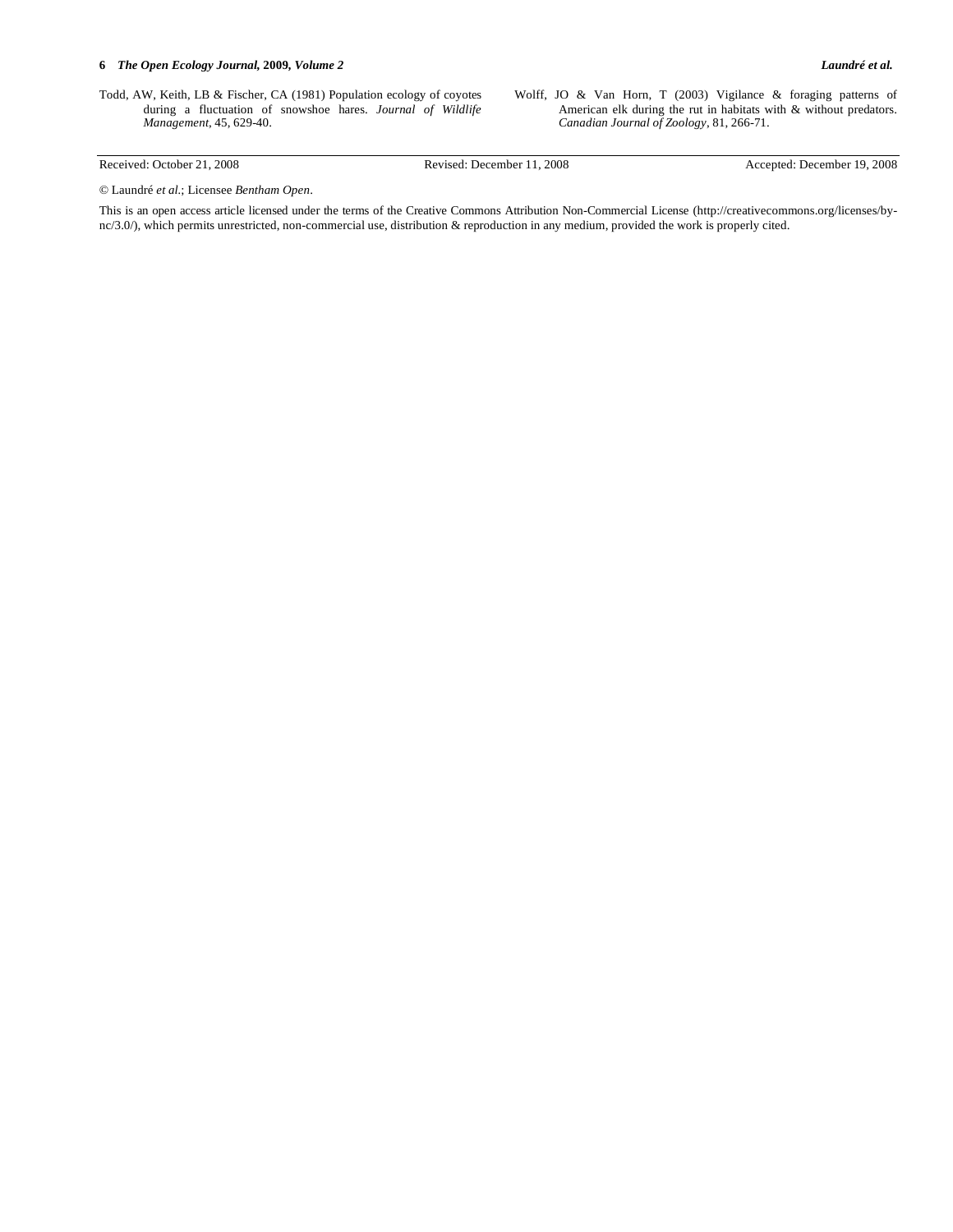Todd, AW, Keith, LB & Fischer, CA (1981) Population ecology of coyotes during a fluctuation of snowshoe hares. *Journal of Wildlife Management*, 45, 629-40.

Wolff, JO & Van Horn, T (2003) Vigilance & foraging patterns of American elk during the rut in habitats with & without predators. *Canadian Journal of Zoology*, 81, 266-71.

Received: October 21, 2008 Revised: December 11, 2008 Accepted: December 19, 2008

© Laundré *et al.*; Licensee *Bentham Open*.

This is an open access article licensed under the terms of the Creative Commons Attribution Non-Commercial License (http://creativecommons.org/licenses/by-nc/3.0/), which permits unrestricted, non-commercial use, distribution & reproduction in any medium, provided the work is properly cited.